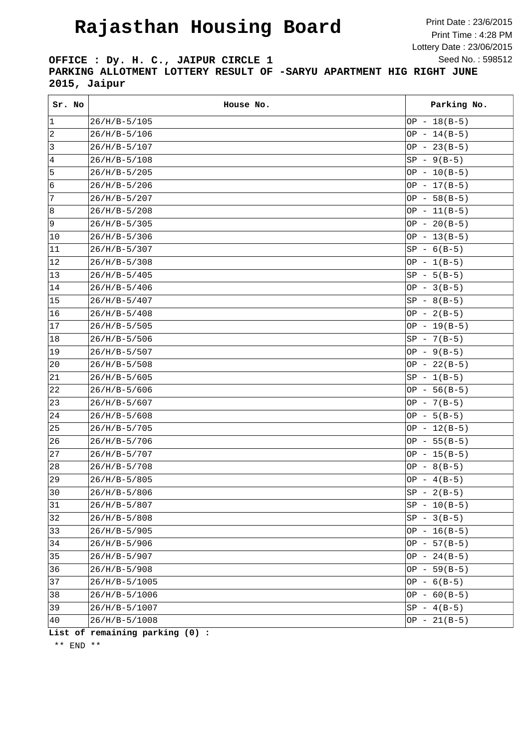# Rajasthan Housing Board

Print Date : 23/6/2015
Print Time : 4:28 PM
Lottery Date : 23/06/2015
Seed No. : 598512

**OFFICE : Dy. H. C., JAIPUR CIRCLE 1**
**PARKING ALLOTMENT LOTTERY RESULT OF -SARYU APARTMENT HIG RIGHT JUNE 2015, Jaipur**

| Sr. No | House No. | Parking No. |
|---|---|---|
| 1 | 26/H/B-5/105 | OP - 18(B-5) |
| 2 | 26/H/B-5/106 | OP - 14(B-5) |
| 3 | 26/H/B-5/107 | OP - 23(B-5) |
| 4 | 26/H/B-5/108 | SP - 9(B-5) |
| 5 | 26/H/B-5/205 | OP - 10(B-5) |
| 6 | 26/H/B-5/206 | OP - 17(B-5) |
| 7 | 26/H/B-5/207 | OP - 58(B-5) |
| 8 | 26/H/B-5/208 | OP - 11(B-5) |
| 9 | 26/H/B-5/305 | OP - 20(B-5) |
| 10 | 26/H/B-5/306 | OP - 13(B-5) |
| 11 | 26/H/B-5/307 | SP - 6(B-5) |
| 12 | 26/H/B-5/308 | OP - 1(B-5) |
| 13 | 26/H/B-5/405 | SP - 5(B-5) |
| 14 | 26/H/B-5/406 | OP - 3(B-5) |
| 15 | 26/H/B-5/407 | SP - 8(B-5) |
| 16 | 26/H/B-5/408 | OP - 2(B-5) |
| 17 | 26/H/B-5/505 | OP - 19(B-5) |
| 18 | 26/H/B-5/506 | SP - 7(B-5) |
| 19 | 26/H/B-5/507 | OP - 9(B-5) |
| 20 | 26/H/B-5/508 | OP - 22(B-5) |
| 21 | 26/H/B-5/605 | SP - 1(B-5) |
| 22 | 26/H/B-5/606 | OP - 56(B-5) |
| 23 | 26/H/B-5/607 | OP - 7(B-5) |
| 24 | 26/H/B-5/608 | OP - 5(B-5) |
| 25 | 26/H/B-5/705 | OP - 12(B-5) |
| 26 | 26/H/B-5/706 | OP - 55(B-5) |
| 27 | 26/H/B-5/707 | OP - 15(B-5) |
| 28 | 26/H/B-5/708 | OP - 8(B-5) |
| 29 | 26/H/B-5/805 | OP - 4(B-5) |
| 30 | 26/H/B-5/806 | SP - 2(B-5) |
| 31 | 26/H/B-5/807 | SP - 10(B-5) |
| 32 | 26/H/B-5/808 | SP - 3(B-5) |
| 33 | 26/H/B-5/905 | OP - 16(B-5) |
| 34 | 26/H/B-5/906 | OP - 57(B-5) |
| 35 | 26/H/B-5/907 | OP - 24(B-5) |
| 36 | 26/H/B-5/908 | OP - 59(B-5) |
| 37 | 26/H/B-5/1005 | OP - 6(B-5) |
| 38 | 26/H/B-5/1006 | OP - 60(B-5) |
| 39 | 26/H/B-5/1007 | SP - 4(B-5) |
| 40 | 26/H/B-5/1008 | OP - 21(B-5) |

**List of remaining parking (0) :**

** END **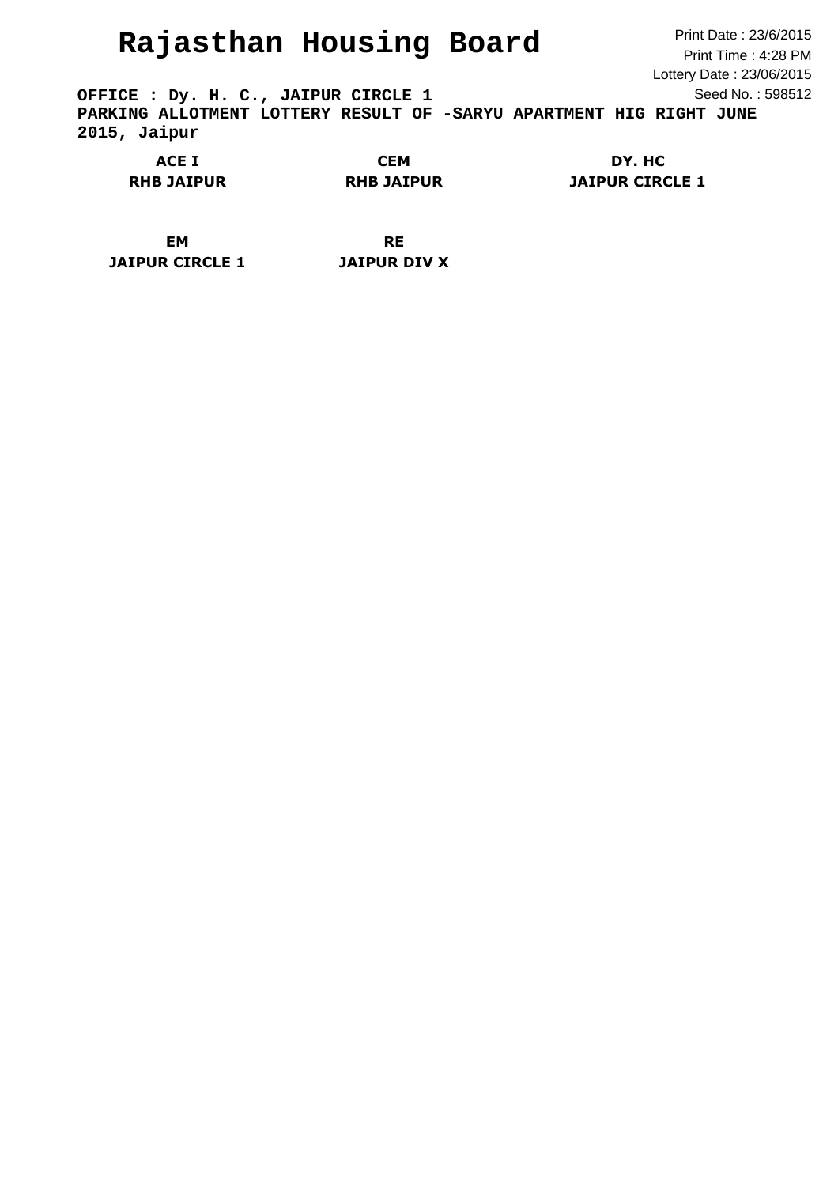# Rajasthan Housing Board

Print Date : 23/6/2015
Print Time : 4:28 PM
Lottery Date : 23/06/2015
Seed No. : 598512

**OFFICE : Dy. H. C., JAIPUR CIRCLE 1**
**PARKING ALLOTMENT LOTTERY RESULT OF -SARYU APARTMENT HIG RIGHT JUNE 2015, Jaipur**

| | | |
|---|---|---|
| **ACE I** | **CEM** | **DY. HC** |
| **RHB JAIPUR** | **RHB JAIPUR** | **JAIPUR CIRCLE 1** |
| **EM** | **RE** | |
| **JAIPUR CIRCLE 1** | **JAIPUR DIV X** | |